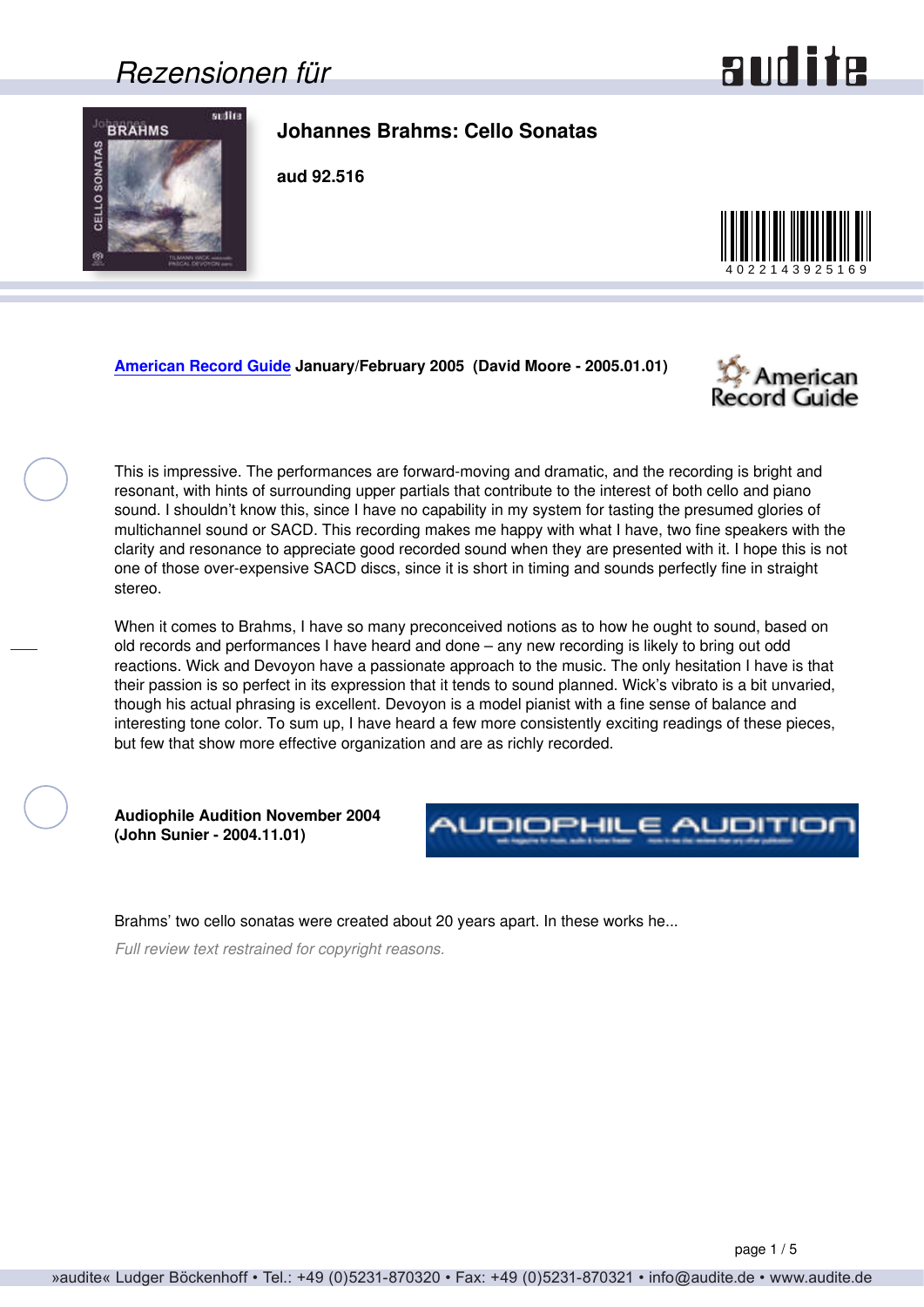# Rezensionen für

## Johannes Brahms: Cello Sonatas

**aud 92.516**

4022143925169

[American Record Guide](#) **January/February 2005 (David Moore - 2005.01.01)**

This is impressive. The performances are forward-moving and dramatic, and the recording is bright and resonant, with hints of surrounding upper partials that contribute to the interest of both cello and piano sound. I shouldn't know this, since I have no capability in my system for tasting the presumed glories of multichannel sound or SACD. This recording makes me happy with what I have, two fine speakers with the clarity and resonance to appreciate good recorded sound when they are presented with it. I hope this is not one of those over-expensive SACD discs, since it is short in timing and sounds perfectly fine in straight stereo.

When it comes to Brahms, I have so many preconceived notions as to how he ought to sound, based on old records and performances I have heard and done – any new recording is likely to bring out odd reactions. Wick and Devoyon have a passionate approach to the music. The only hesitation I have is that their passion is so perfect in its expression that it tends to sound planned. Wick's vibrato is a bit unvaried, though his actual phrasing is excellent. Devoyon is a model pianist with a fine sense of balance and interesting tone color. To sum up, I have heard a few more consistently exciting readings of these pieces, but few that show more effective organization and are as richly recorded.

**Audiophile Audition November 2004 (John Sunier - 2004.11.01)**

Brahms' two cello sonatas were created about 20 years apart. In these works he...

*Full review text restrained for copyright reasons.*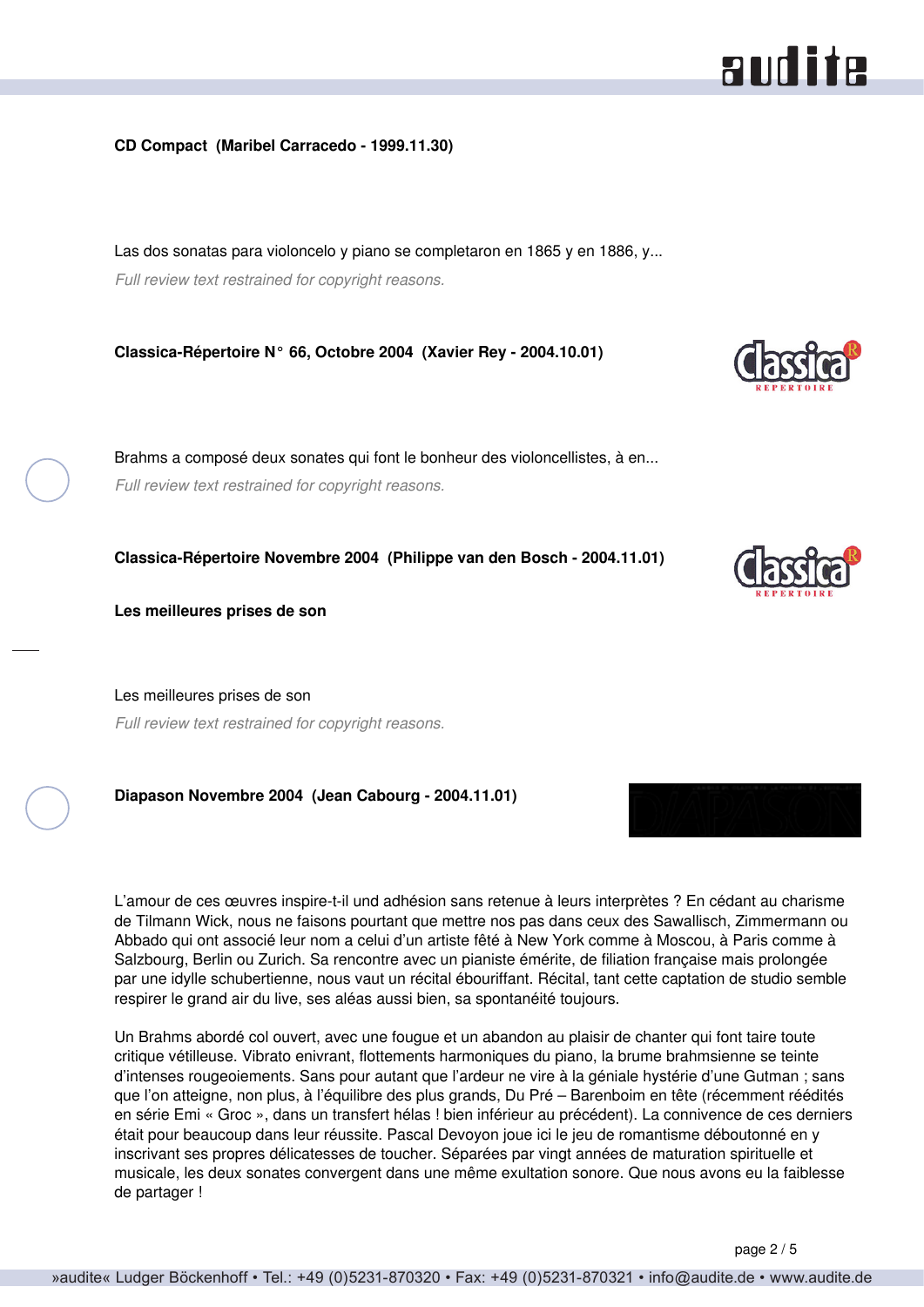**CD Compact  (Maribel Carracedo - 1999.11.30)**

Las dos sonatas para violoncelo y piano se completaron en 1865 y en 1886, y...

*Full review text restrained for copyright reasons.*

**Classica-Répertoire N° 66, Octobre 2004  (Xavier Rey - 2004.10.01)**

Brahms a composé deux sonates qui font le bonheur des violoncellistes, à en...

*Full review text restrained for copyright reasons.*

**Classica-Répertoire Novembre 2004  (Philippe van den Bosch - 2004.11.01)**

**Les meilleures prises de son**

Les meilleures prises de son

*Full review text restrained for copyright reasons.*

**Diapason Novembre 2004  (Jean Cabourg - 2004.11.01)**

L'amour de ces œuvres inspire-t-il und adhésion sans retenue à leurs interprètes ? En cédant au charisme de Tilmann Wick, nous ne faisons pourtant que mettre nos pas dans ceux des Sawallisch, Zimmermann ou Abbado qui ont associé leur nom a celui d'un artiste fêté à New York comme à Moscou, à Paris comme à Salzbourg, Berlin ou Zurich. Sa rencontre avec un pianiste émérite, de filiation française mais prolongée par une idylle schubertienne, nous vaut un récital ébouriffant. Récital, tant cette captation de studio semble respirer le grand air du live, ses aléas aussi bien, sa spontanéité toujours.

Un Brahms abordé col ouvert, avec une fougue et un abandon au plaisir de chanter qui font taire toute critique vétilleuse. Vibrato enivrant, flottements harmoniques du piano, la brume brahmsienne se teinte d'intenses rougeoiements. Sans pour autant que l'ardeur ne vire à la géniale hystérie d'une Gutman ; sans que l'on atteigne, non plus, à l'équilibre des plus grands, Du Pré – Barenboim en tête (récemment réédités en série Emi « Groc », dans un transfert hélas ! bien inférieur au précédent). La connivence de ces derniers était pour beaucoup dans leur réussite. Pascal Devoyon joue ici le jeu de romantisme déboutonné en y inscrivant ses propres délicatesses de toucher. Séparées par vingt années de maturation spirituelle et musicale, les deux sonates convergent dans une même exultation sonore. Que nous avons eu la faiblesse de partager !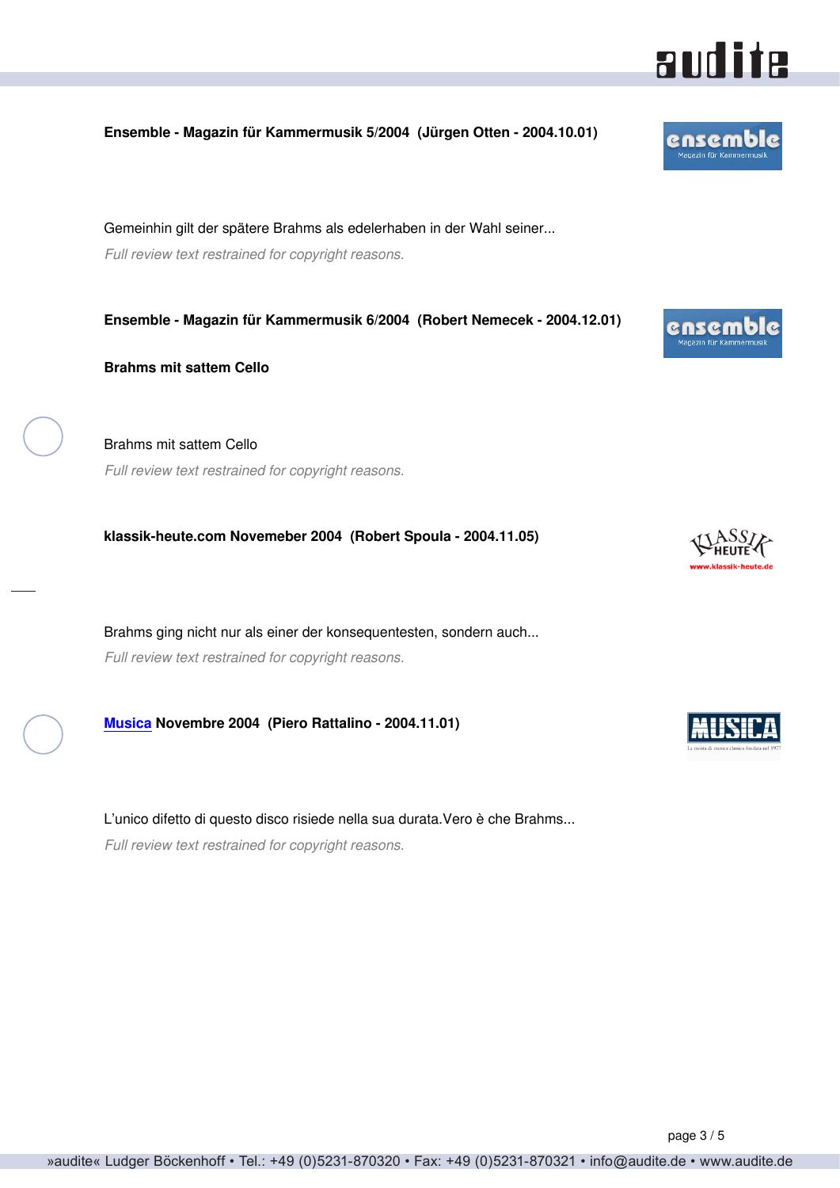**Ensemble - Magazin für Kammermusik 5/2004 (Jürgen Otten - 2004.10.01)**

Gemeinhin gilt der spätere Brahms als edelerhaben in der Wahl seiner...

*Full review text restrained for copyright reasons.*

**Ensemble - Magazin für Kammermusik 6/2004 (Robert Nemecek - 2004.12.01)**

**Brahms mit sattem Cello**

Brahms mit sattem Cello

*Full review text restrained for copyright reasons.*

**klassik-heute.com Novemeber 2004 (Robert Spoula - 2004.11.05)**

Brahms ging nicht nur als einer der konsequentesten, sondern auch...

*Full review text restrained for copyright reasons.*

**Musica Novembre 2004 (Piero Rattalino - 2004.11.01)**

L’unico difetto di questo disco risiede nella sua durata.Vero è che Brahms...

*Full review text restrained for copyright reasons.*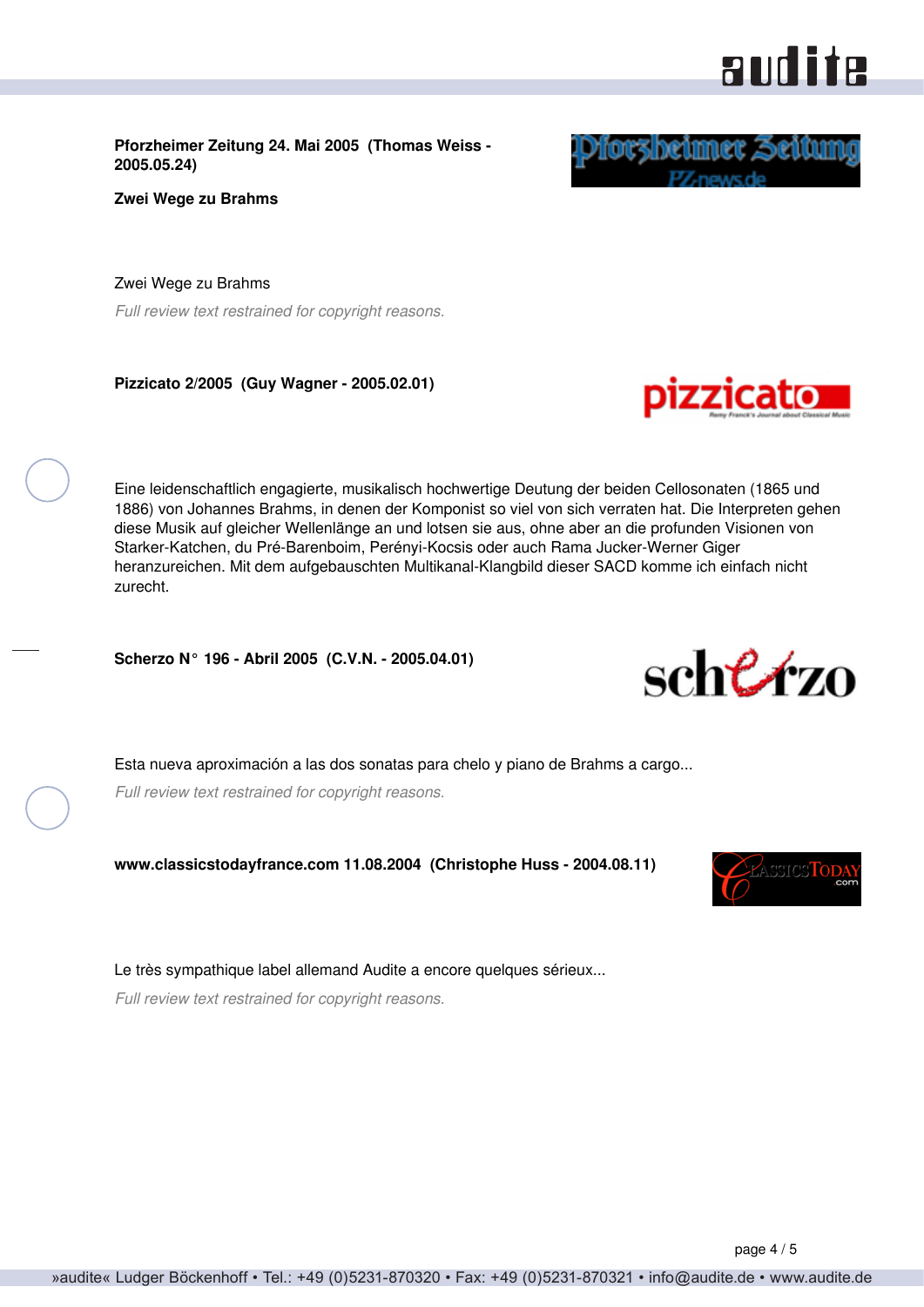**Pforzheimer Zeitung 24. Mai 2005  (Thomas Weiss - 2005.05.24)**

**Zwei Wege zu Brahms**

Zwei Wege zu Brahms

*Full review text restrained for copyright reasons.*

**Pizzicato 2/2005  (Guy Wagner - 2005.02.01)**

Eine leidenschaftlich engagierte, musikalisch hochwertige Deutung der beiden Cellosonaten (1865 und 1886) von Johannes Brahms, in denen der Komponist so viel von sich verraten hat. Die Interpreten gehen diese Musik auf gleicher Wellenlänge an und lotsen sie aus, ohne aber an die profunden Visionen von Starker-Katchen, du Pré-Barenboim, Perényi-Kocsis oder auch Rama Jucker-Werner Giger heranzureichen. Mit dem aufgebauschten Multikanal-Klangbild dieser SACD komme ich einfach nicht zurecht.

**Scherzo N° 196 - Abril 2005  (C.V.N. - 2005.04.01)**

Esta nueva aproximación a las dos sonatas para chelo y piano de Brahms a cargo...

*Full review text restrained for copyright reasons.*

**www.classicstodayfrance.com 11.08.2004  (Christophe Huss - 2004.08.11)**

Le très sympathique label allemand Audite a encore quelques sérieux...

*Full review text restrained for copyright reasons.*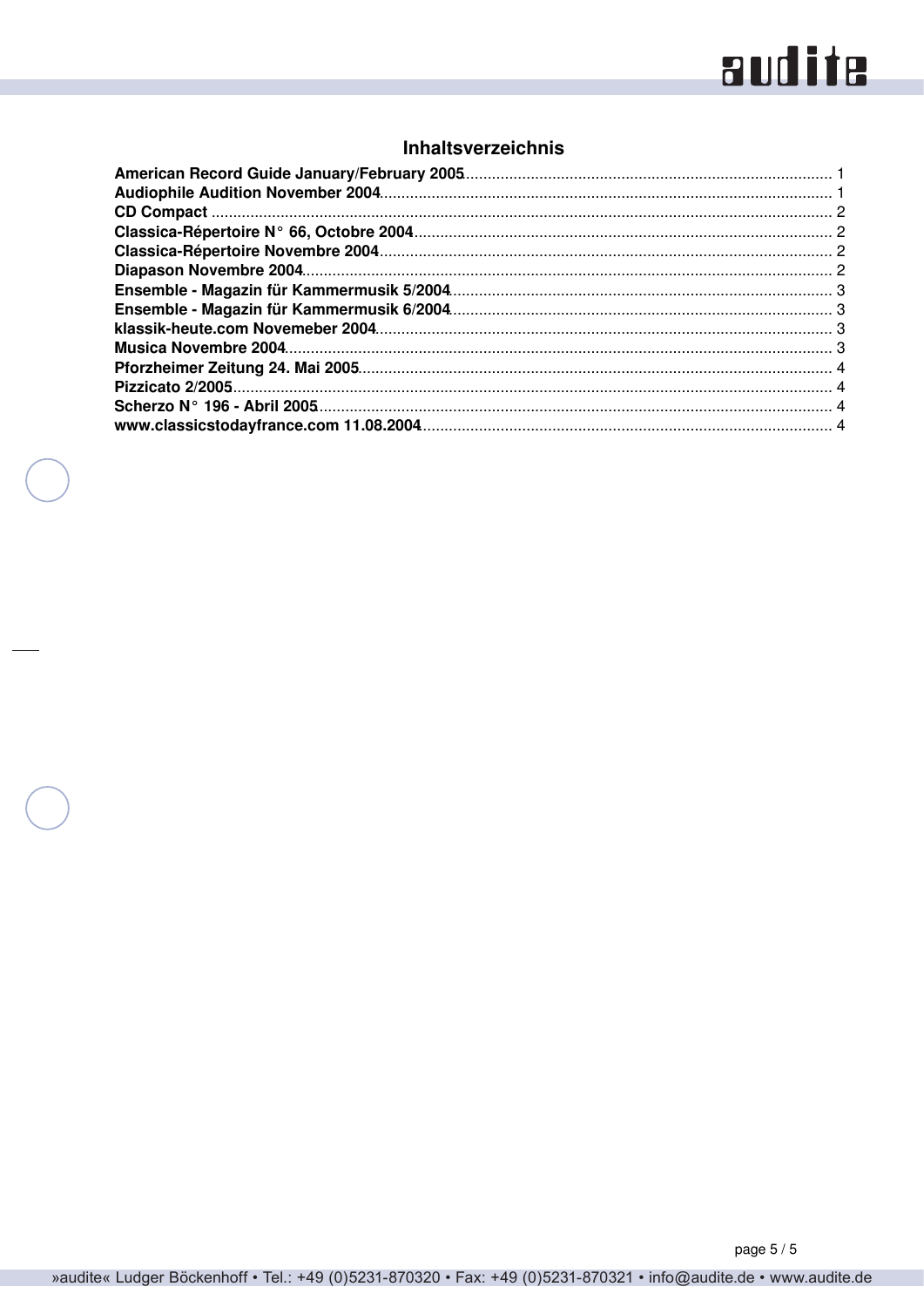## Inhaltsverzeichnis

| | |
|---|---|
| **American Record Guide January/February 2005** | 1 |
| **Audiophile Audition November 2004** | 1 |
| **CD Compact** | 2 |
| **Classica-Répertoire N° 66, Octobre 2004** | 2 |
| **Classica-Répertoire Novembre 2004** | 2 |
| **Diapason Novembre 2004** | 2 |
| **Ensemble - Magazin für Kammermusik 5/2004** | 3 |
| **Ensemble - Magazin für Kammermusik 6/2004** | 3 |
| **klassik-heute.com Novemeber 2004** | 3 |
| **Musica Novembre 2004** | 3 |
| **Pforzheimer Zeitung 24. Mai 2005** | 4 |
| **Pizzicato 2/2005** | 4 |
| **Scherzo N° 196 - Abril 2005** | 4 |
| **www.classicstodayfrance.com 11.08.2004** | 4 |